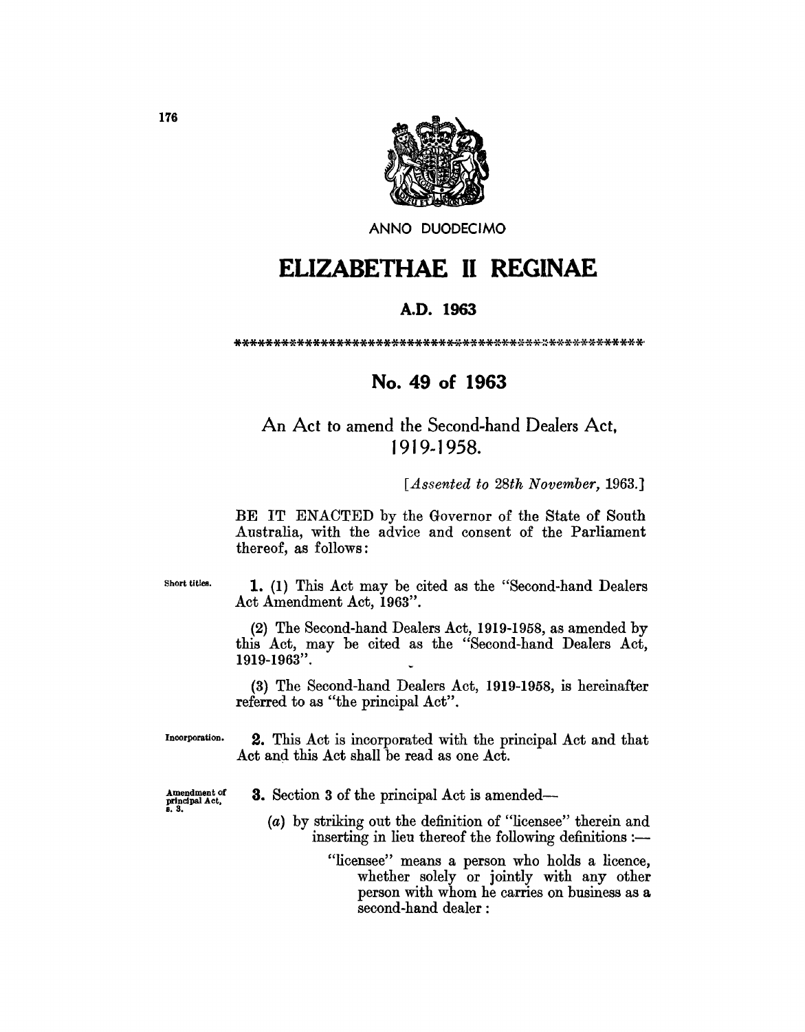ANNO DUODECIMO

# ELIZABETHAE II REGINAE

## A.D. 1963

\*\*\*\*\*\*\*\*\*\*\*\*\*\*\*\*\*\*\*\*\*\*\*\*\*\*\*\*\*\*\*\*\*\*\*\*\*\*\*\*\*\*\*\*\*\*\*\*\*\*\*\*\*\*\*

## No. 49 of 1963

### An Act to amend the Second-hand Dealers Act, 1919-1958.

[*Assented to 28th November, 1963.*]

BE IT ENACTED by the Governor of the State of South Australia, with the advice and consent of the Parliament thereof, as follows:

Short titles.

**1.** (1) This Act may be cited as the "Second-hand Dealers Act Amendment Act, 1963".

(2) The Second-hand Dealers Act, 1919-1958, as amended by this Act, may be cited as the "Second-hand Dealers Act, 1919-1963".

(3) The Second-hand Dealers Act, 1919-1958, is hereinafter referred to as "the principal Act".

Incorporation.

**2.** This Act is incorporated with the principal Act and that Act and this Act shall be read as one Act.

Amendment of principal Act, s. 3.

**3.** Section 3 of the principal Act is amended—

(*a*) by striking out the definition of "licensee" therein and inserting in lieu thereof the following definitions :—

"licensee" means a person who holds a licence, whether solely or jointly with any other person with whom he carries on business as a second-hand dealer :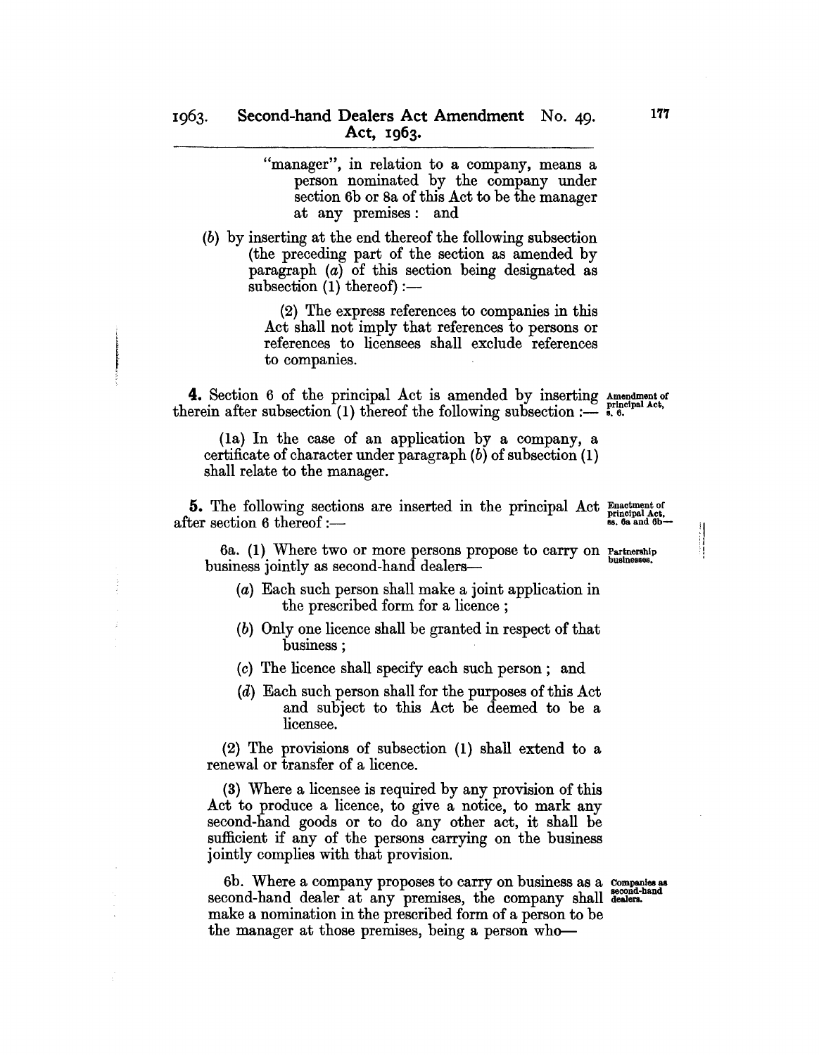"manager", in relation to a company, means a person nominated by the company under section 6b or 8a of this Act to be the manager at any premises: and

(*b*) by inserting at the end thereof the following subsection (the preceding part of the section as amended by paragraph (*a*) of this section being designated as subsection (1) thereof) :—

> (2) The express references to companies in this Act shall not imply that references to persons or references to licensees shall exclude references to companies.

**4.** Section 6 of the principal Act is amended by inserting therein after subsection (1) thereof the following subsection :— *Amendment of principal Act, s. 6.*

> (1a) In the case of an application by a company, a certificate of character under paragraph (*b*) of subsection (1) shall relate to the manager.

**5.** The following sections are inserted in the principal Act after section 6 thereof :— *Enactment of principal Act, ss. 6a and 6b—*

> 6a. (1) Where two or more persons propose to carry on business jointly as second-hand dealers— *Partnership businesses.*
>
> (*a*) Each such person shall make a joint application in the prescribed form for a licence ;
>
> (*b*) Only one licence shall be granted in respect of that business ;
>
> (*c*) The licence shall specify each such person ; and
>
> (*d*) Each such person shall for the purposes of this Act and subject to this Act be deemed to be a licensee.
>
> (2) The provisions of subsection (1) shall extend to a renewal or transfer of a licence.
>
> (3) Where a licensee is required by any provision of this Act to produce a licence, to give a notice, to mark any second-hand goods or to do any other act, it shall be sufficient if any of the persons carrying on the business jointly complies with that provision.
>
> 6b. Where a company proposes to carry on business as a second-hand dealer at any premises, the company shall make a nomination in the prescribed form of a person to be the manager at those premises, being a person who— *Companies as second-hand dealers.*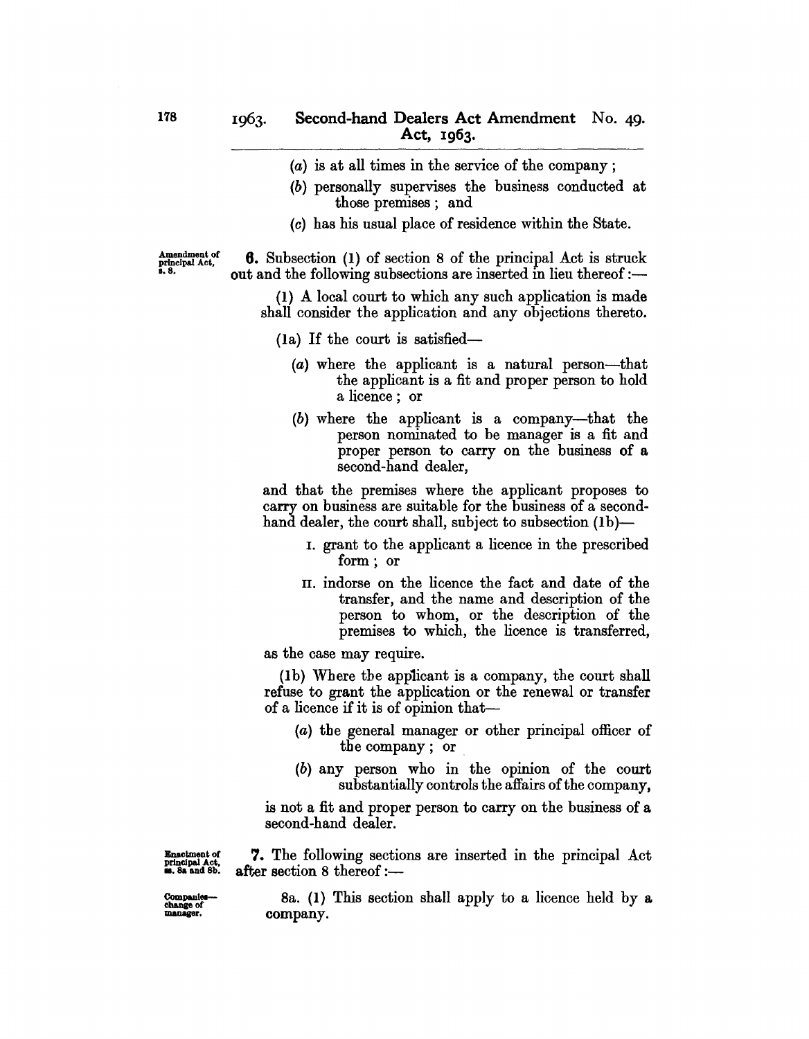(a) is at all times in the service of the company;

(b) personally supervises the business conducted at those premises; and

(c) has his usual place of residence within the State.

Amendment of principal Act, s. 8.

**6.** Subsection (1) of section 8 of the principal Act is struck out and the following subsections are inserted in lieu thereof:—

(1) A local court to which any such application is made shall consider the application and any objections thereto.

(1a) If the court is satisfied—

(a) where the applicant is a natural person—that the applicant is a fit and proper person to hold a licence; or

(b) where the applicant is a company—that the person nominated to be manager is a fit and proper person to carry on the business of a second-hand dealer,

and that the premises where the applicant proposes to carry on business are suitable for the business of a second-hand dealer, the court shall, subject to subsection (1b)—

I. grant to the applicant a licence in the prescribed form; or

II. indorse on the licence the fact and date of the transfer, and the name and description of the person to whom, or the description of the premises to which, the licence is transferred,

as the case may require.

(1b) Where the applicant is a company, the court shall refuse to grant the application or the renewal or transfer of a licence if it is of opinion that—

(a) the general manager or other principal officer of the company; or

(b) any person who in the opinion of the court substantially controls the affairs of the company,

is not a fit and proper person to carry on the business of a second-hand dealer.

Enactment of principal Act, ss. 8a and 8b.

**7.** The following sections are inserted in the principal Act after section 8 thereof:—

Companies—change of manager.

8a. (1) This section shall apply to a licence held by a company.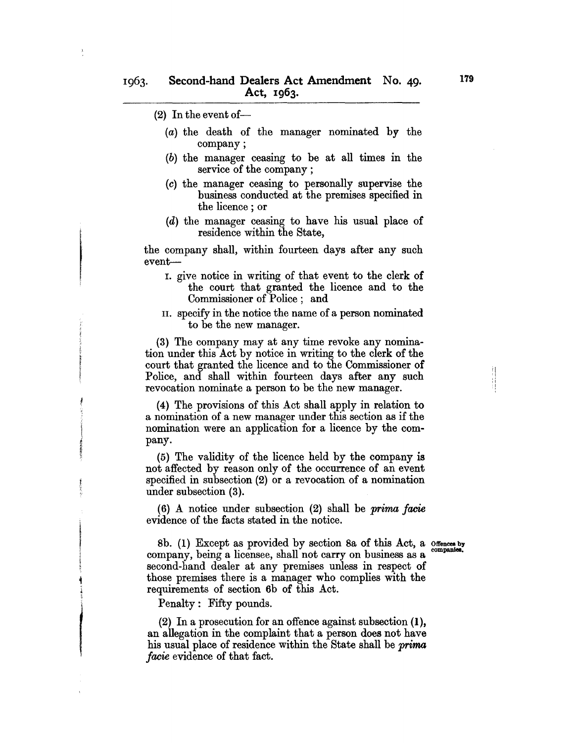(2) In the event of—

(*a*) the death of the manager nominated by the company;

(*b*) the manager ceasing to be at all times in the service of the company;

(*c*) the manager ceasing to personally supervise the business conducted at the premises specified in the licence; or

(*d*) the manager ceasing to have his usual place of residence within the State,

the company shall, within fourteen days after any such event—

I. give notice in writing of that event to the clerk of the court that granted the licence and to the Commissioner of Police; and

II. specify in the notice the name of a person nominated to be the new manager.

(3) The company may at any time revoke any nomination under this Act by notice in writing to the clerk of the court that granted the licence and to the Commissioner of Police, and shall within fourteen days after any such revocation nominate a person to be the new manager.

(4) The provisions of this Act shall apply in relation to a nomination of a new manager under this section as if the nomination were an application for a licence by the company.

(5) The validity of the licence held by the company is not affected by reason only of the occurrence of an event specified in subsection (2) or a revocation of a nomination under subsection (3).

(6) A notice under subsection (2) shall be *prima facie* evidence of the facts stated in the notice.

**Offences by companies.**

8b. (1) Except as provided by section 8a of this Act, a company, being a licensee, shall not carry on business as a second-hand dealer at any premises unless in respect of those premises there is a manager who complies with the requirements of section 6b of this Act.

Penalty: Fifty pounds.

(2) In a prosecution for an offence against subsection (1), an allegation in the complaint that a person does not have his usual place of residence within the State shall be *prima facie* evidence of that fact.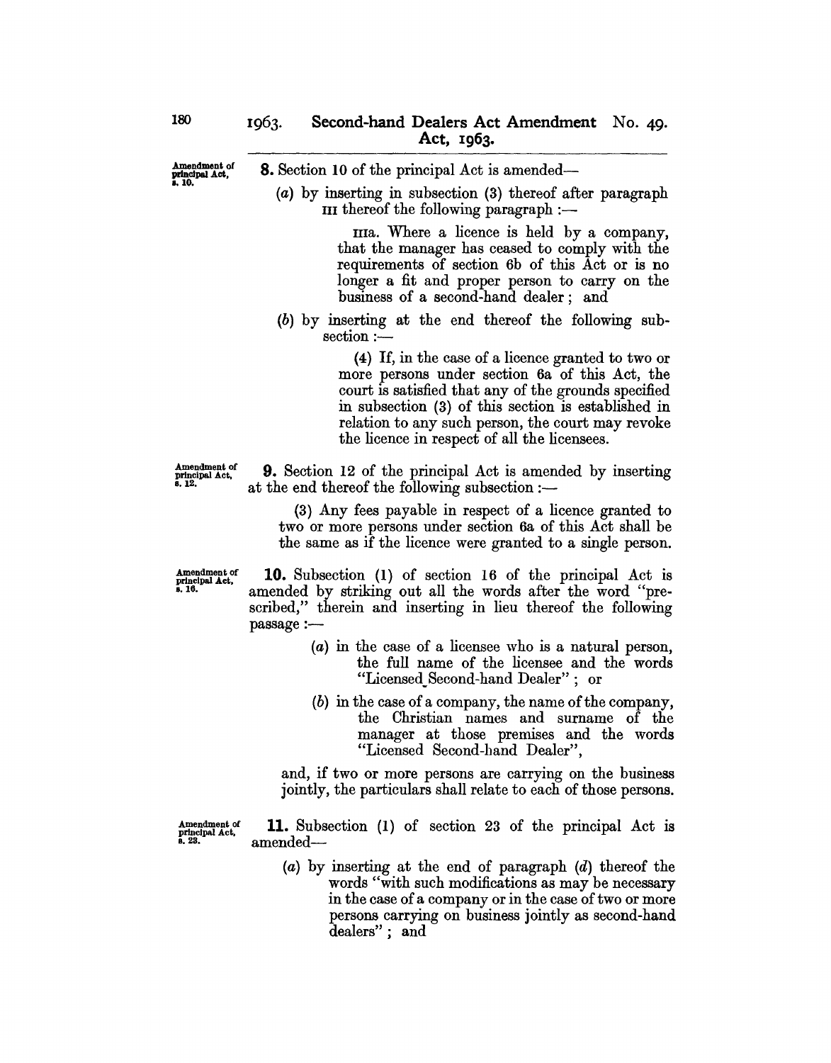Amendment of principal Act, s. 10.

**8.** Section 10 of the principal Act is amended—

(*a*) by inserting in subsection (3) thereof after paragraph III thereof the following paragraph :—

> IIIa. Where a licence is held by a company, that the manager has ceased to comply with the requirements of section 6b of this Act or is no longer a fit and proper person to carry on the business of a second-hand dealer ; and

(*b*) by inserting at the end thereof the following subsection :—

> (4) If, in the case of a licence granted to two or more persons under section 6a of this Act, the court is satisfied that any of the grounds specified in subsection (3) of this section is established in relation to any such person, the court may revoke the licence in respect of all the licensees.

Amendment of principal Act, s. 12.

**9.** Section 12 of the principal Act is amended by inserting at the end thereof the following subsection :—

> (3) Any fees payable in respect of a licence granted to two or more persons under section 6a of this Act shall be the same as if the licence were granted to a single person.

Amendment of principal Act, s. 16.

**10.** Subsection (1) of section 16 of the principal Act is amended by striking out all the words after the word "prescribed," therein and inserting in lieu thereof the following passage :—

> (*a*) in the case of a licensee who is a natural person, the full name of the licensee and the words "Licensed Second-hand Dealer" ; or
>
> (*b*) in the case of a company, the name of the company, the Christian names and surname of the manager at those premises and the words "Licensed Second-hand Dealer",
>
> and, if two or more persons are carrying on the business jointly, the particulars shall relate to each of those persons.

Amendment of principal Act, s. 23.

**11.** Subsection (1) of section 23 of the principal Act is amended—

(*a*) by inserting at the end of paragraph (*d*) thereof the words "with such modifications as may be necessary in the case of a company or in the case of two or more persons carrying on business jointly as second-hand dealers" ; and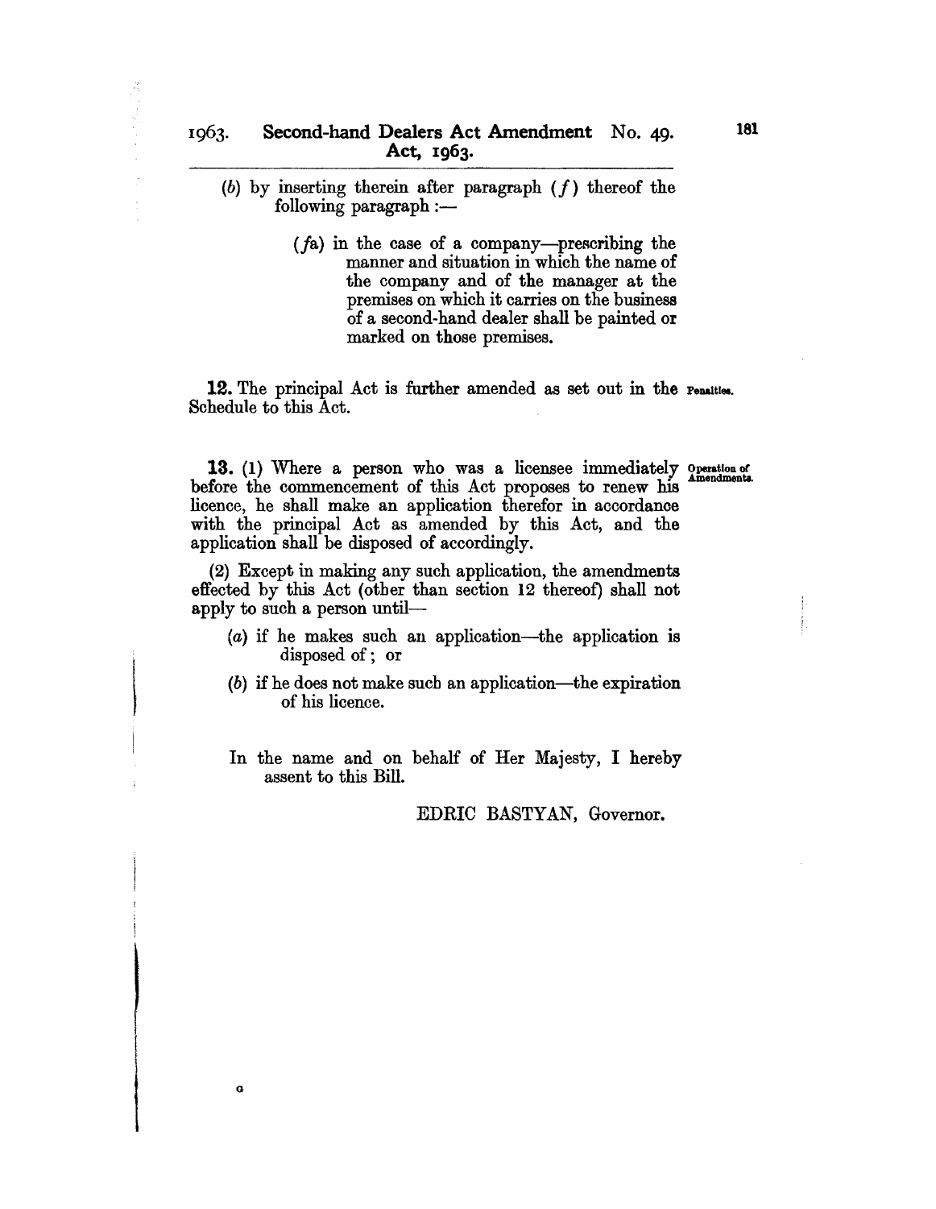(*b*) by inserting therein after paragraph (*f*) thereof the following paragraph :—

(*fa*) in the case of a company—prescribing the manner and situation in which the name of the company and of the manager at the premises on which it carries on the business of a second-hand dealer shall be painted or marked on those premises.

**12.** The principal Act is further amended as set out in the Schedule to this Act. *Penalties.*

**13.** (1) Where a person who was a licensee immediately before the commencement of this Act proposes to renew his licence, he shall make an application therefor in accordance with the principal Act as amended by this Act, and the application shall be disposed of accordingly. *Operation of Amendments.*

(2) Except in making any such application, the amendments effected by this Act (other than section 12 thereof) shall not apply to such a person until—

(*a*) if he makes such an application—the application is disposed of ; or

(*b*) if he does not make such an application—the expiration of his licence.

In the name and on behalf of Her Majesty, I hereby assent to this Bill.

EDRIC BASTYAN, Governor.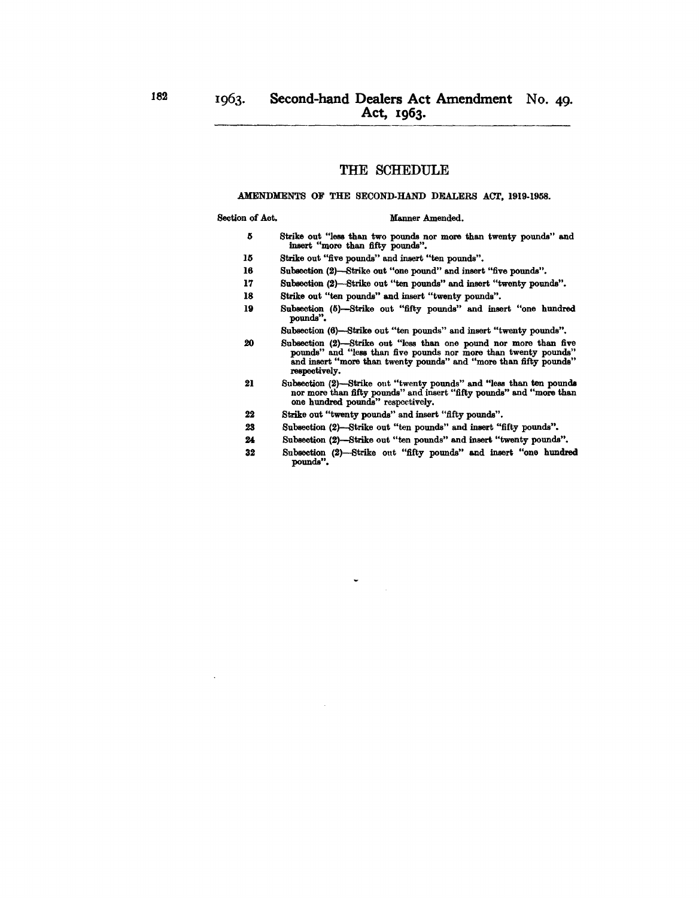# THE SCHEDULE

## AMENDMENTS OF THE SECOND-HAND DEALERS ACT, 1919-1958.

| Section of Act. | Manner Amended. |
| --- | --- |
| 5 | Strike out "less than two pounds nor more than twenty pounds" and insert "more than fifty pounds". |
| 15 | Strike out "five pounds" and insert "ten pounds". |
| 16 | Subsection (2)—Strike out "one pound" and insert "five pounds". |
| 17 | Subsection (2)—Strike out "ten pounds" and insert "twenty pounds". |
| 18 | Strike out "ten pounds" and insert "twenty pounds". |
| 19 | Subsection (5)—Strike out "fifty pounds" and insert "one hundred pounds". |
| | Subsection (6)—Strike out "ten pounds" and insert "twenty pounds". |
| 20 | Subsection (2)—Strike out "less than one pound nor more than five pounds" and "less than five pounds nor more than twenty pounds" and insert "more than twenty pounds" and "more than fifty pounds" respectively. |
| 21 | Subsection (2)—Strike out "twenty pounds" and "less than ten pounds nor more than fifty pounds" and insert "fifty pounds" and "more than one hundred pounds" respectively. |
| 22 | Strike out "twenty pounds" and insert "fifty pounds". |
| 23 | Subsection (2)—Strike out "ten pounds" and insert "fifty pounds". |
| 24 | Subsection (2)—Strike out "ten pounds" and insert "twenty pounds". |
| 32 | Subsection (2)—Strike out "fifty pounds" and insert "one hundred pounds". |